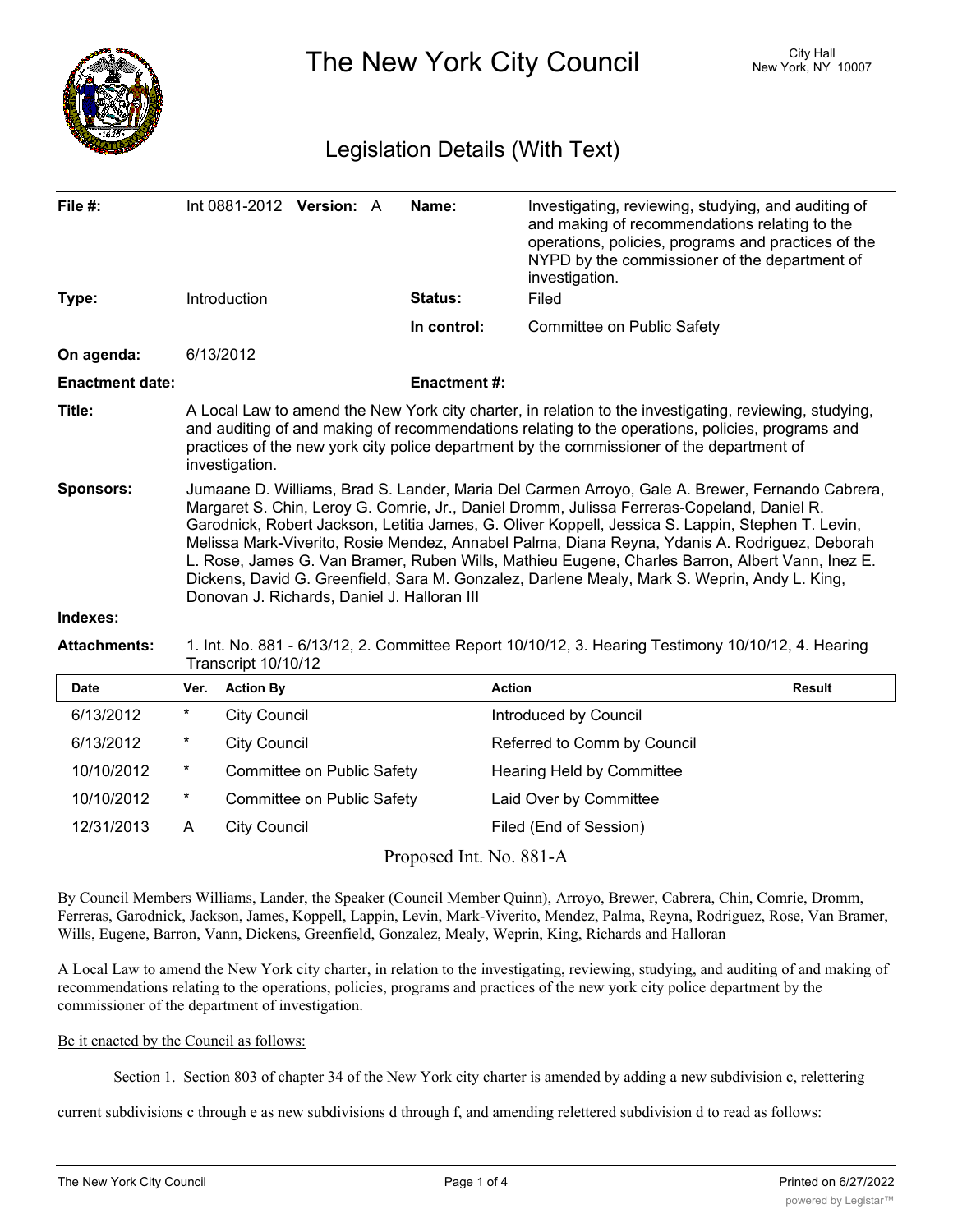# The New York City Council

City Hall
New York, NY 10007

## Legislation Details (With Text)

| | | | |
|---|---|---|---|
| **File #:** | Int 0881-2012 **Version:** A | **Name:** | Investigating, reviewing, studying, and auditing of and making of recommendations relating to the operations, policies, programs and practices of the NYPD by the commissioner of the department of investigation. |
| **Type:** | Introduction | **Status:** | Filed |
| | | **In control:** | Committee on Public Safety |
| **On agenda:** | 6/13/2012 | | |
| **Enactment date:** | | **Enactment #:** | |

**Title:** A Local Law to amend the New York city charter, in relation to the investigating, reviewing, studying, and auditing of and making of recommendations relating to the operations, policies, programs and practices of the new york city police department by the commissioner of the department of investigation.

**Sponsors:** Jumaane D. Williams, Brad S. Lander, Maria Del Carmen Arroyo, Gale A. Brewer, Fernando Cabrera, Margaret S. Chin, Leroy G. Comrie, Jr., Daniel Dromm, Julissa Ferreras-Copeland, Daniel R. Garodnick, Robert Jackson, Letitia James, G. Oliver Koppell, Jessica S. Lappin, Stephen T. Levin, Melissa Mark-Viverito, Rosie Mendez, Annabel Palma, Diana Reyna, Ydanis A. Rodriguez, Deborah L. Rose, James G. Van Bramer, Ruben Wills, Mathieu Eugene, Charles Barron, Albert Vann, Inez E. Dickens, David G. Greenfield, Sara M. Gonzalez, Darlene Mealy, Mark S. Weprin, Andy L. King, Donovan J. Richards, Daniel J. Halloran III

**Indexes:**

**Attachments:** 1. Int. No. 881 - 6/13/12, 2. Committee Report 10/10/12, 3. Hearing Testimony 10/10/12, 4. Hearing Transcript 10/10/12

| Date | Ver. | Action By | Action | Result |
|---|---|---|---|---|
| 6/13/2012 | * | City Council | Introduced by Council | |
| 6/13/2012 | * | City Council | Referred to Comm by Council | |
| 10/10/2012 | * | Committee on Public Safety | Hearing Held by Committee | |
| 10/10/2012 | * | Committee on Public Safety | Laid Over by Committee | |
| 12/31/2013 | A | City Council | Filed (End of Session) | |

Proposed Int. No. 881-A

By Council Members Williams, Lander, the Speaker (Council Member Quinn), Arroyo, Brewer, Cabrera, Chin, Comrie, Dromm, Ferreras, Garodnick, Jackson, James, Koppell, Lappin, Levin, Mark-Viverito, Mendez, Palma, Reyna, Rodriguez, Rose, Van Bramer, Wills, Eugene, Barron, Vann, Dickens, Greenfield, Gonzalez, Mealy, Weprin, King, Richards and Halloran

A Local Law to amend the New York city charter, in relation to the investigating, reviewing, studying, and auditing of and making of recommendations relating to the operations, policies, programs and practices of the new york city police department by the commissioner of the department of investigation.

Be it enacted by the Council as follows:

Section 1. Section 803 of chapter 34 of the New York city charter is amended by adding a new subdivision c, relettering current subdivisions c through e as new subdivisions d through f, and amending relettered subdivision d to read as follows: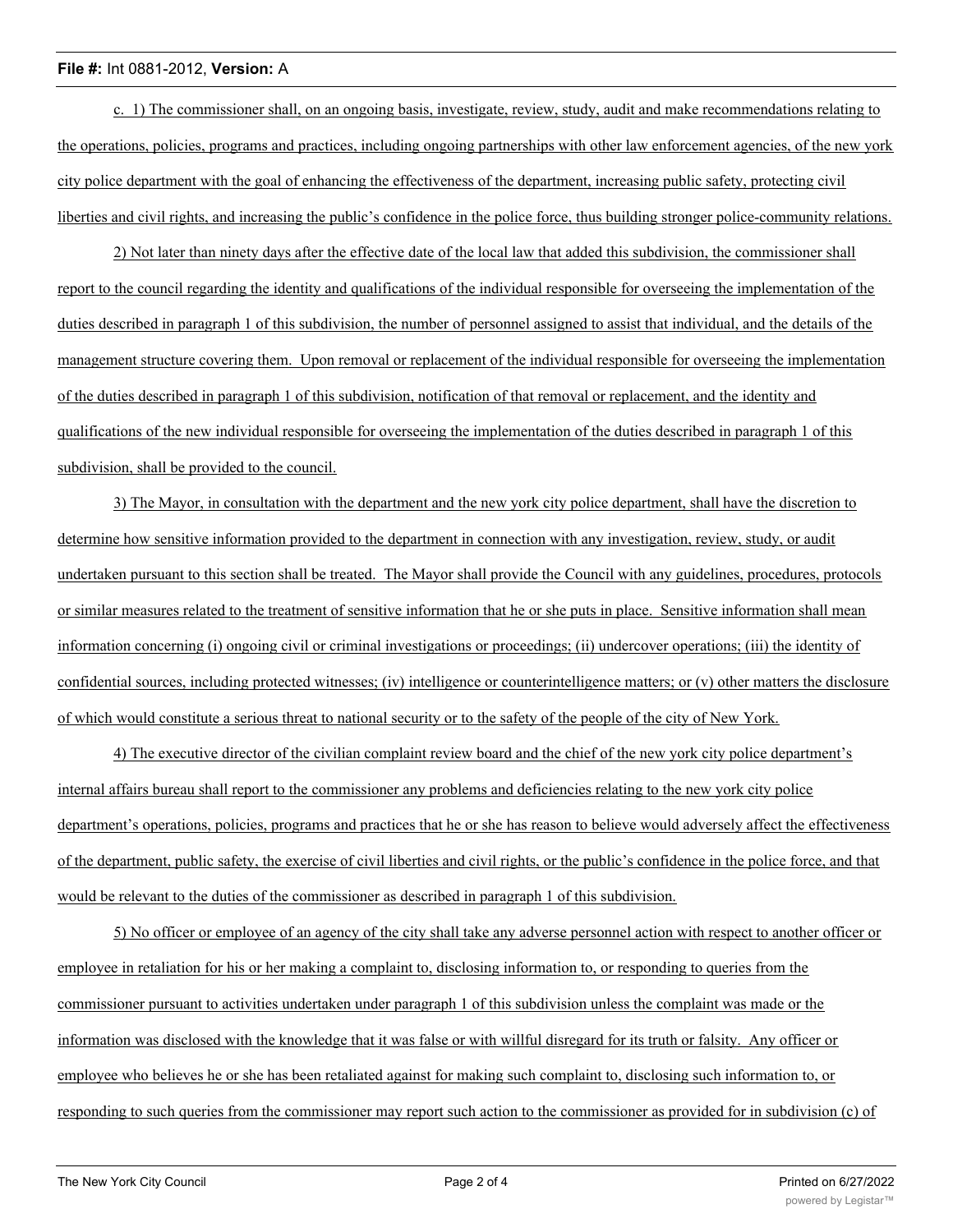c. 1) The commissioner shall, on an ongoing basis, investigate, review, study, audit and make recommendations relating to the operations, policies, programs and practices, including ongoing partnerships with other law enforcement agencies, of the new york city police department with the goal of enhancing the effectiveness of the department, increasing public safety, protecting civil liberties and civil rights, and increasing the public's confidence in the police force, thus building stronger police-community relations.

2) Not later than ninety days after the effective date of the local law that added this subdivision, the commissioner shall report to the council regarding the identity and qualifications of the individual responsible for overseeing the implementation of the duties described in paragraph 1 of this subdivision, the number of personnel assigned to assist that individual, and the details of the management structure covering them. Upon removal or replacement of the individual responsible for overseeing the implementation of the duties described in paragraph 1 of this subdivision, notification of that removal or replacement, and the identity and qualifications of the new individual responsible for overseeing the implementation of the duties described in paragraph 1 of this subdivision, shall be provided to the council.

3) The Mayor, in consultation with the department and the new york city police department, shall have the discretion to determine how sensitive information provided to the department in connection with any investigation, review, study, or audit undertaken pursuant to this section shall be treated. The Mayor shall provide the Council with any guidelines, procedures, protocols or similar measures related to the treatment of sensitive information that he or she puts in place. Sensitive information shall mean information concerning (i) ongoing civil or criminal investigations or proceedings; (ii) undercover operations; (iii) the identity of confidential sources, including protected witnesses; (iv) intelligence or counterintelligence matters; or (v) other matters the disclosure of which would constitute a serious threat to national security or to the safety of the people of the city of New York.

4) The executive director of the civilian complaint review board and the chief of the new york city police department's internal affairs bureau shall report to the commissioner any problems and deficiencies relating to the new york city police department's operations, policies, programs and practices that he or she has reason to believe would adversely affect the effectiveness of the department, public safety, the exercise of civil liberties and civil rights, or the public's confidence in the police force, and that would be relevant to the duties of the commissioner as described in paragraph 1 of this subdivision.

5) No officer or employee of an agency of the city shall take any adverse personnel action with respect to another officer or employee in retaliation for his or her making a complaint to, disclosing information to, or responding to queries from the commissioner pursuant to activities undertaken under paragraph 1 of this subdivision unless the complaint was made or the information was disclosed with the knowledge that it was false or with willful disregard for its truth or falsity. Any officer or employee who believes he or she has been retaliated against for making such complaint to, disclosing such information to, or responding to such queries from the commissioner may report such action to the commissioner as provided for in subdivision (c) of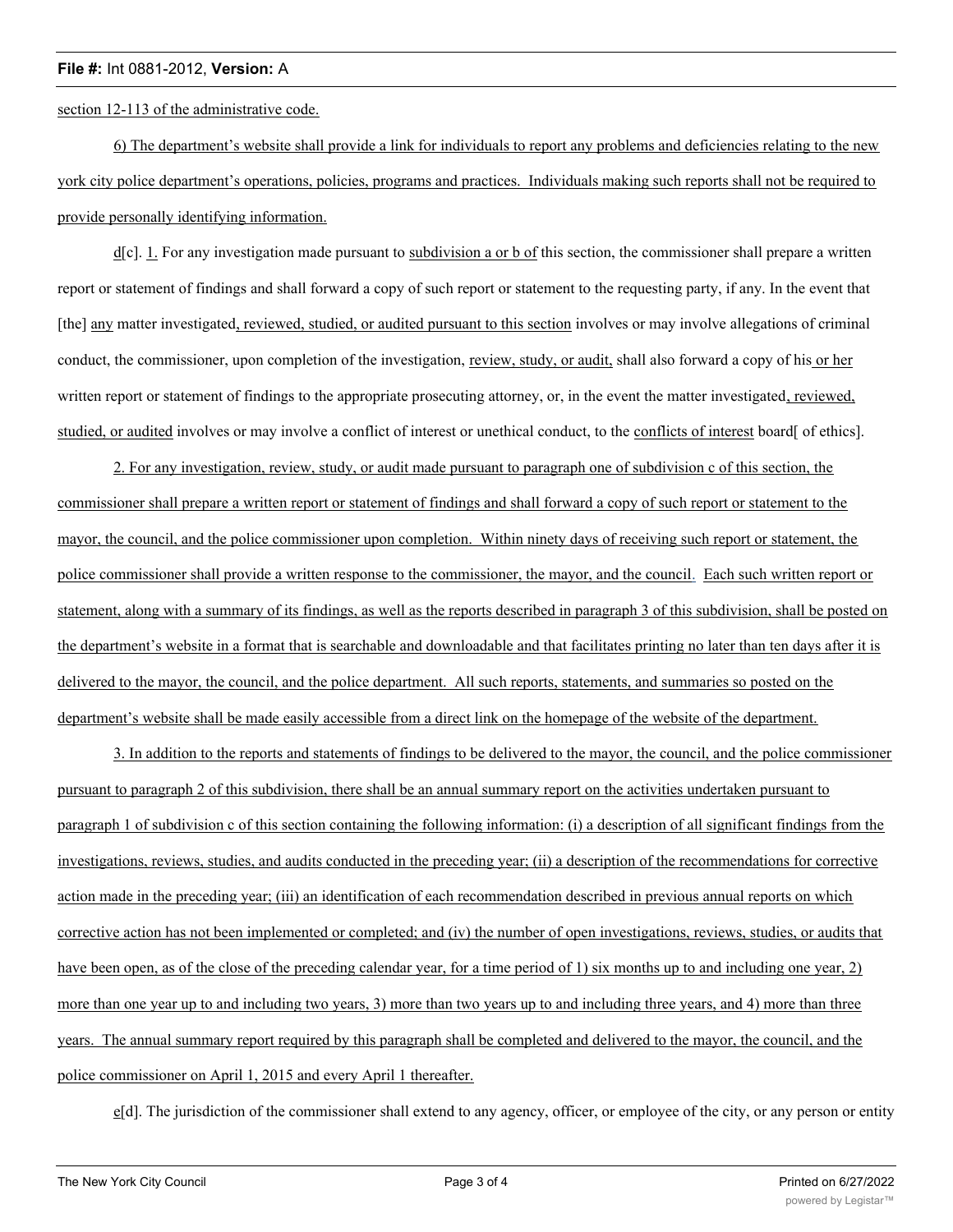section 12-113 of the administrative code.

6) The department's website shall provide a link for individuals to report any problems and deficiencies relating to the new york city police department's operations, policies, programs and practices. Individuals making such reports shall not be required to provide personally identifying information.

d[c]. 1. For any investigation made pursuant to subdivision a or b of this section, the commissioner shall prepare a written report or statement of findings and shall forward a copy of such report or statement to the requesting party, if any. In the event that [the] any matter investigated, reviewed, studied, or audited pursuant to this section involves or may involve allegations of criminal conduct, the commissioner, upon completion of the investigation, review, study, or audit, shall also forward a copy of his or her written report or statement of findings to the appropriate prosecuting attorney, or, in the event the matter investigated, reviewed, studied, or audited involves or may involve a conflict of interest or unethical conduct, to the conflicts of interest board[ of ethics].

2. For any investigation, review, study, or audit made pursuant to paragraph one of subdivision c of this section, the commissioner shall prepare a written report or statement of findings and shall forward a copy of such report or statement to the mayor, the council, and the police commissioner upon completion. Within ninety days of receiving such report or statement, the police commissioner shall provide a written response to the commissioner, the mayor, and the council. Each such written report or statement, along with a summary of its findings, as well as the reports described in paragraph 3 of this subdivision, shall be posted on the department's website in a format that is searchable and downloadable and that facilitates printing no later than ten days after it is delivered to the mayor, the council, and the police department. All such reports, statements, and summaries so posted on the department's website shall be made easily accessible from a direct link on the homepage of the website of the department.

3. In addition to the reports and statements of findings to be delivered to the mayor, the council, and the police commissioner pursuant to paragraph 2 of this subdivision, there shall be an annual summary report on the activities undertaken pursuant to paragraph 1 of subdivision c of this section containing the following information: (i) a description of all significant findings from the investigations, reviews, studies, and audits conducted in the preceding year; (ii) a description of the recommendations for corrective action made in the preceding year; (iii) an identification of each recommendation described in previous annual reports on which corrective action has not been implemented or completed; and (iv) the number of open investigations, reviews, studies, or audits that have been open, as of the close of the preceding calendar year, for a time period of 1) six months up to and including one year, 2) more than one year up to and including two years, 3) more than two years up to and including three years, and 4) more than three years. The annual summary report required by this paragraph shall be completed and delivered to the mayor, the council, and the police commissioner on April 1, 2015 and every April 1 thereafter.

e[d]. The jurisdiction of the commissioner shall extend to any agency, officer, or employee of the city, or any person or entity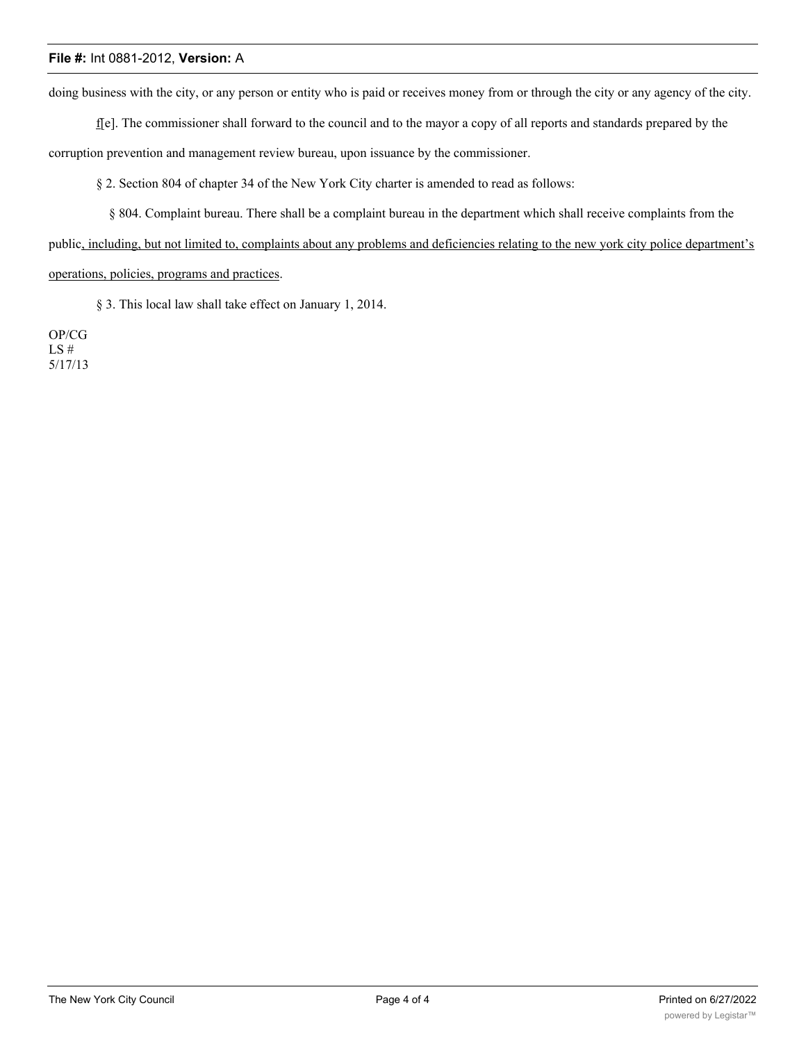doing business with the city, or any person or entity who is paid or receives money from or through the city or any agency of the city.

<u>f</u>[e]. The commissioner shall forward to the council and to the mayor a copy of all reports and standards prepared by the corruption prevention and management review bureau, upon issuance by the commissioner.

§ 2. Section 804 of chapter 34 of the New York City charter is amended to read as follows:

§ 804. Complaint bureau. There shall be a complaint bureau in the department which shall receive complaints from the public<u>, including, but not limited to, complaints about any problems and deficiencies relating to the new york city police department's operations, policies, programs and practices</u>.

§ 3. This local law shall take effect on January 1, 2014.

OP/CG
LS #
5/17/13